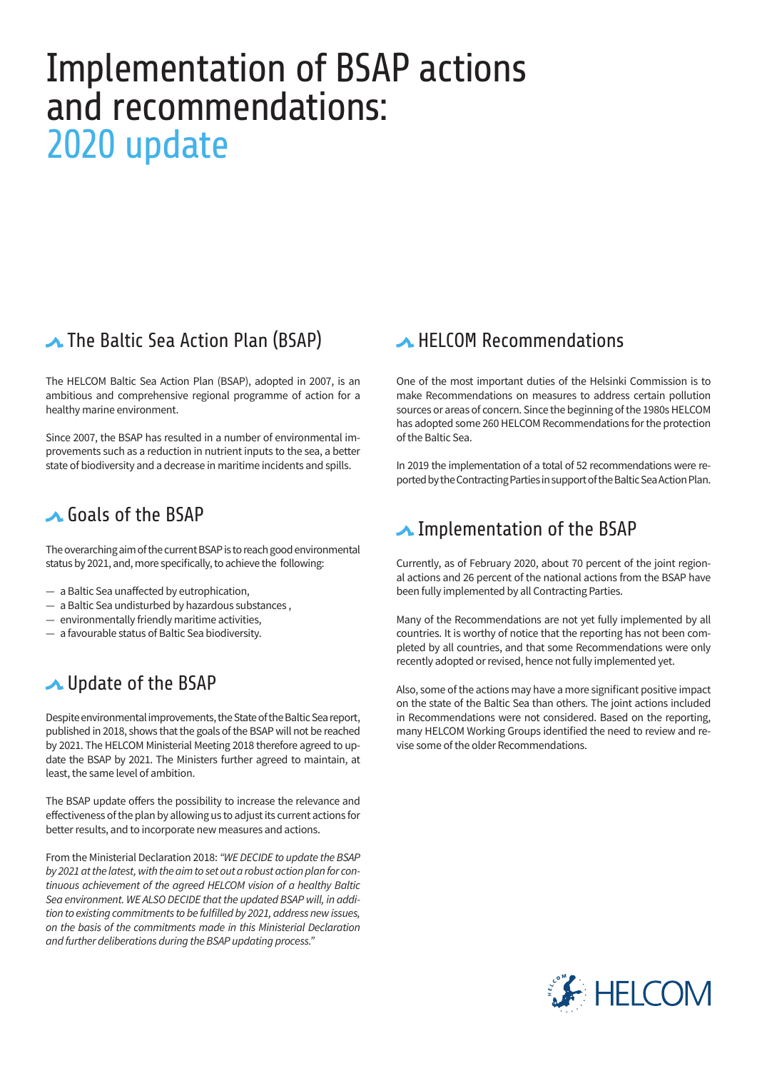# Implementation of BSAP actions and recommendations: 2020 update

## The Baltic Sea Action Plan (BSAP)

The HELCOM Baltic Sea Action Plan (BSAP), adopted in 2007, is an ambitious and comprehensive regional programme of action for a healthy marine environment.

Since 2007, the BSAP has resulted in a number of environmental improvements such as a reduction in nutrient inputs to the sea, a better state of biodiversity and a decrease in maritime incidents and spills.

## Goals of the BSAP

The overarching aim of the current BSAP is to reach good environmental status by 2021, and, more specifically, to achieve the following:

- a Baltic Sea unaffected by eutrophication,
- a Baltic Sea undisturbed by hazardous substances ,
- environmentally friendly maritime activities,
- a favourable status of Baltic Sea biodiversity.

## Update of the BSAP

Despite environmental improvements, the State of the Baltic Sea report, published in 2018, shows that the goals of the BSAP will not be reached by 2021. The HELCOM Ministerial Meeting 2018 therefore agreed to update the BSAP by 2021. The Ministers further agreed to maintain, at least, the same level of ambition.

The BSAP update offers the possibility to increase the relevance and effectiveness of the plan by allowing us to adjust its current actions for better results, and to incorporate new measures and actions.

From the Ministerial Declaration 2018: *"WE DECIDE to update the BSAP by 2021 at the latest, with the aim to set out a robust action plan for continuous achievement of the agreed HELCOM vision of a healthy Baltic Sea environment. WE ALSO DECIDE that the updated BSAP will, in addition to existing commitments to be fulfilled by 2021, address new issues, on the basis of the commitments made in this Ministerial Declaration and further deliberations during the BSAP updating process."*

## HELCOM Recommendations

One of the most important duties of the Helsinki Commission is to make Recommendations on measures to address certain pollution sources or areas of concern. Since the beginning of the 1980s HELCOM has adopted some 260 HELCOM Recommendations for the protection of the Baltic Sea.

In 2019 the implementation of a total of 52 recommendations were reported by the Contracting Parties in support of the Baltic Sea Action Plan.

## Implementation of the BSAP

Currently, as of February 2020, about 70 percent of the joint regional actions and 26 percent of the national actions from the BSAP have been fully implemented by all Contracting Parties.

Many of the Recommendations are not yet fully implemented by all countries. It is worthy of notice that the reporting has not been completed by all countries, and that some Recommendations were only recently adopted or revised, hence not fully implemented yet.

Also, some of the actions may have a more significant positive impact on the state of the Baltic Sea than others. The joint actions included in Recommendations were not considered. Based on the reporting, many HELCOM Working Groups identified the need to review and revise some of the older Recommendations.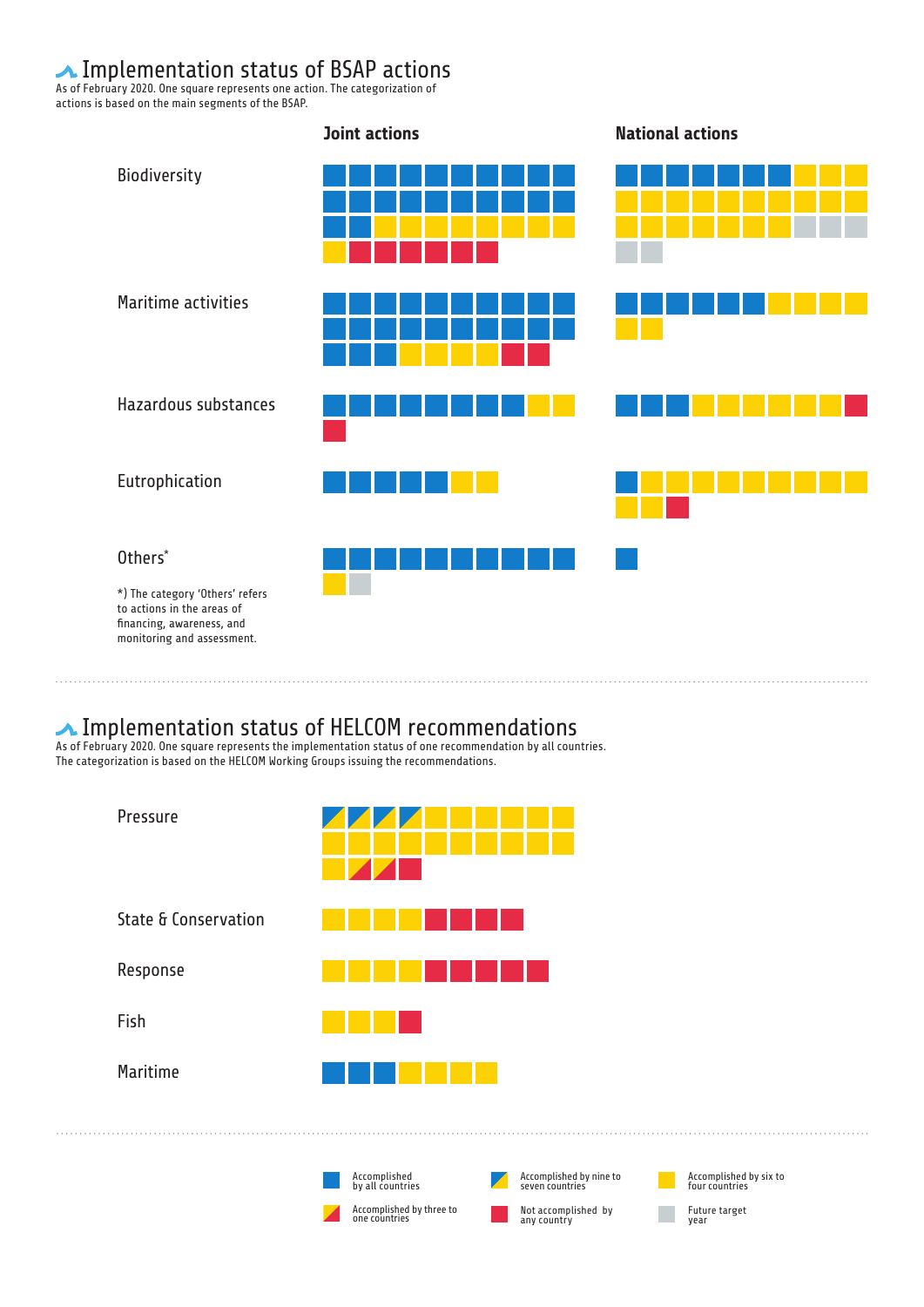## Implementation status of BSAP actions

As of February 2020. One square represents one action. The categorization of actions is based on the main segments of the BSAP.

Joint actions

National actions

Biodiversity

Maritime activities

Hazardous substances

Eutrophication

Others*

*) The category 'Others' refers to actions in the areas of financing, awareness, and monitoring and assessment.

## Implementation status of HELCOM recommendations

As of February 2020. One square represents the implementation status of one recommendation by all countries. The categorization is based on the HELCOM Working Groups issuing the recommendations.

Pressure

State & Conservation

Response

Fish

Maritime

Accomplished by all countries

Accomplished by nine to seven countries

Accomplished by six to four countries

Accomplished by three to one countries

Not accomplished by any country

Future target year